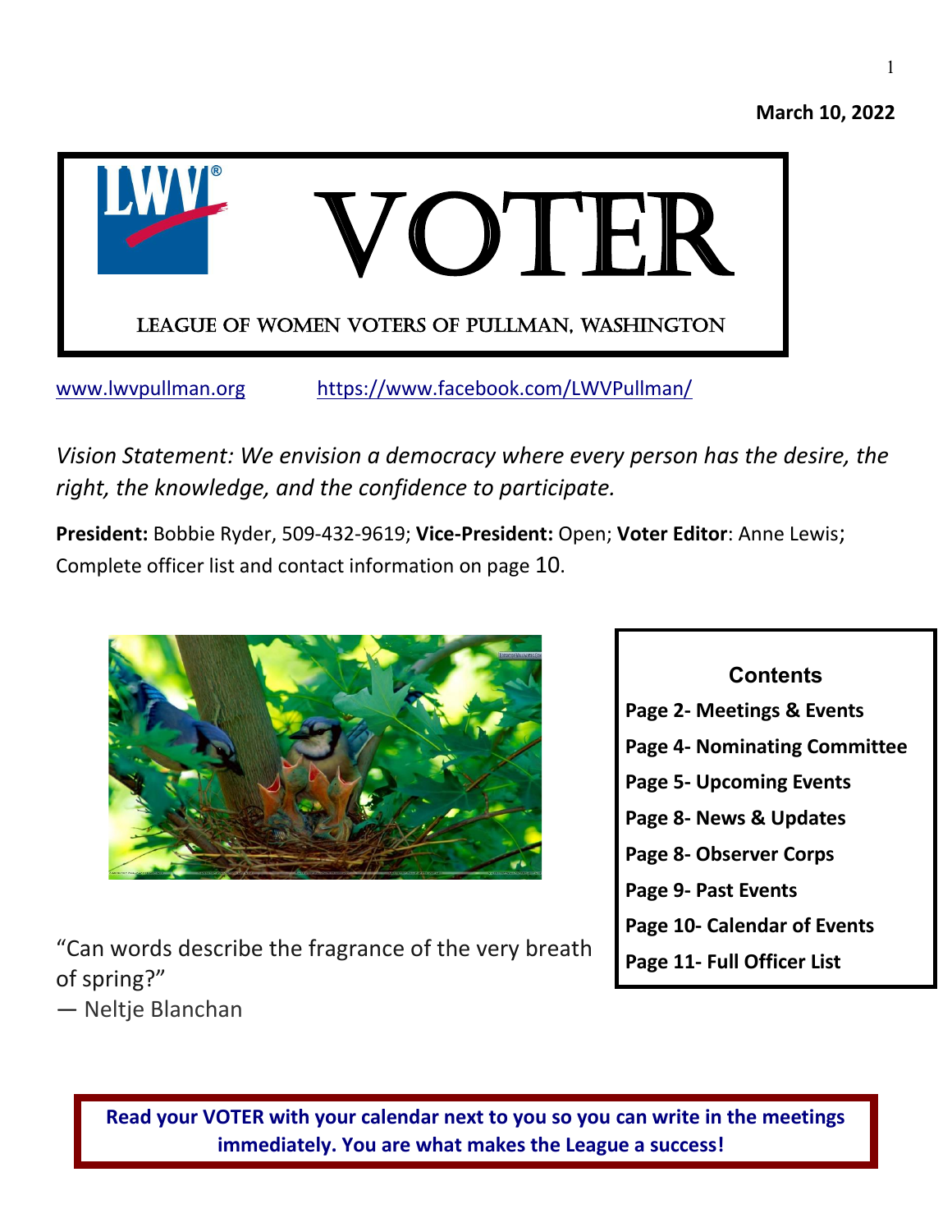**March 10, 2022**

# VOTER

## LEAGUE OF WOMEN VOTERS OF PULLMAN, WASHINGTON

www.lwvpullman.org https://www.facebook.com/LWVPullman/

*Vision Statement: We envision a democracy where every person has the desire, the right, the knowledge, and the confidence to participate.*

**President:** Bobbie Ryder, 509-432-9619; **Vice-President:** Open; **Voter Editor**: Anne Lewis; Complete officer list and contact information on page 10.

**Contents**

- **Page 2- Meetings & Events**
- **Page 4- Nominating Committee**
- **Page 5- Upcoming Events**
- **Page 8- News & Updates**
- **Page 8- Observer Corps**
- **Page 9- Past Events**
- **Page 10- Calendar of Events**
- **Page 11- Full Officer List**

"Can words describe the fragrance of the very breath of spring?"
— Neltje Blanchan

**Read your VOTER with your calendar next to you so you can write in the meetings immediately. You are what makes the League a success!**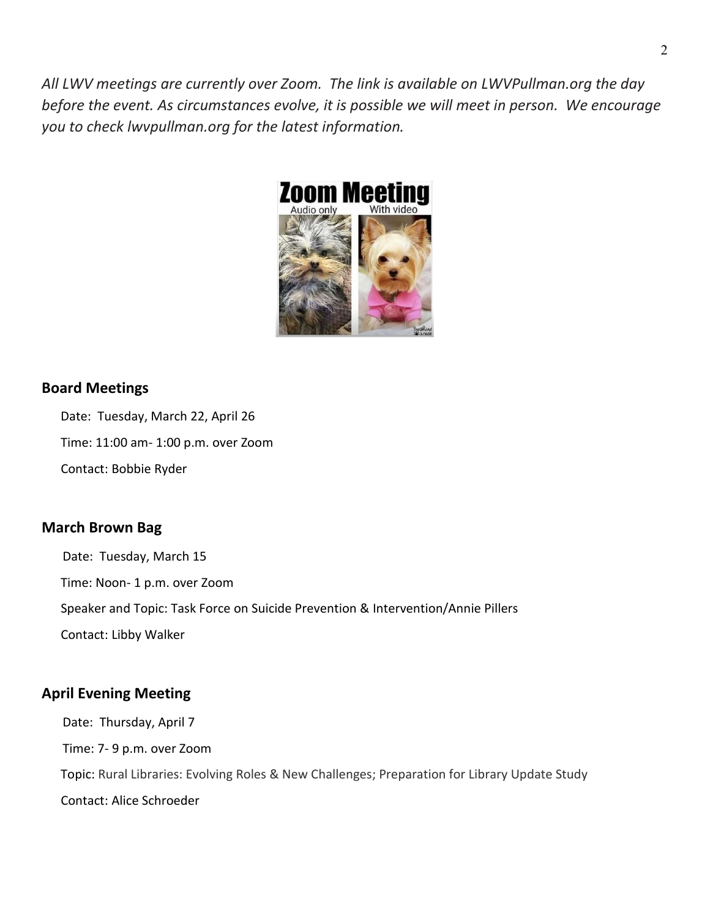*All LWV meetings are currently over Zoom. The link is available on LWVPullman.org the day before the event. As circumstances evolve, it is possible we will meet in person. We encourage you to check lwvpullman.org for the latest information.*

### Board Meetings

Date: Tuesday, March 22, April 26

Time: 11:00 am- 1:00 p.m. over Zoom

Contact: Bobbie Ryder

### March Brown Bag

Date: Tuesday, March 15

Time: Noon- 1 p.m. over Zoom

Speaker and Topic: Task Force on Suicide Prevention & Intervention/Annie Pillers

Contact: Libby Walker

### April Evening Meeting

Date: Thursday, April 7

Time: 7- 9 p.m. over Zoom

Topic: Rural Libraries: Evolving Roles & New Challenges; Preparation for Library Update Study

Contact: Alice Schroeder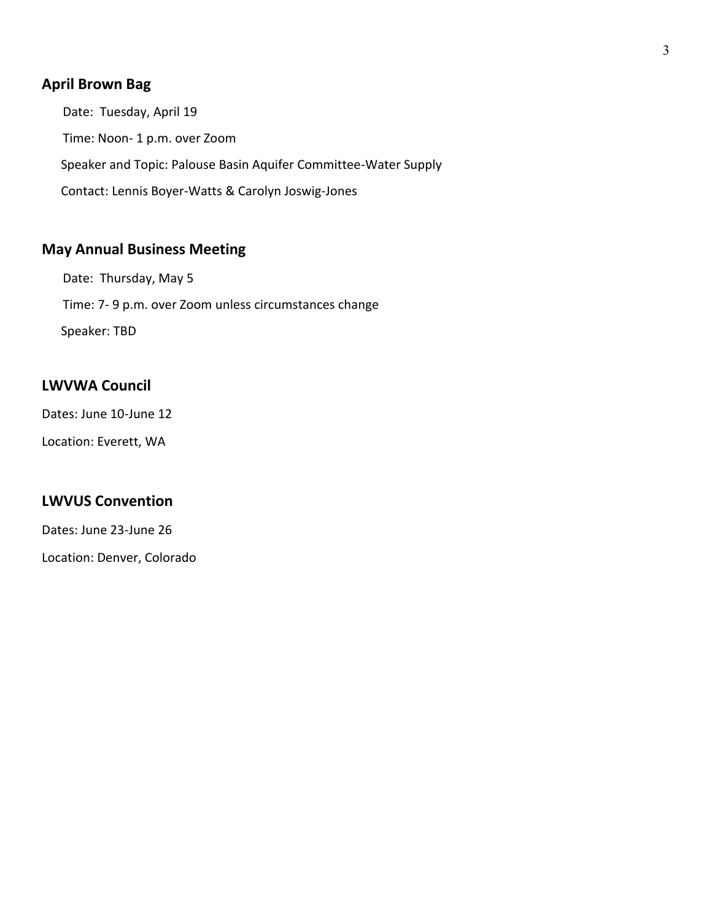## April Brown Bag

Date: Tuesday, April 19

Time: Noon- 1 p.m. over Zoom

Speaker and Topic: Palouse Basin Aquifer Committee-Water Supply

Contact: Lennis Boyer-Watts & Carolyn Joswig-Jones

## May Annual Business Meeting

Date: Thursday, May 5

Time: 7- 9 p.m. over Zoom unless circumstances change

Speaker: TBD

## LWVWA Council

Dates: June 10-June 12

Location: Everett, WA

## LWVUS Convention

Dates: June 23-June 26

Location: Denver, Colorado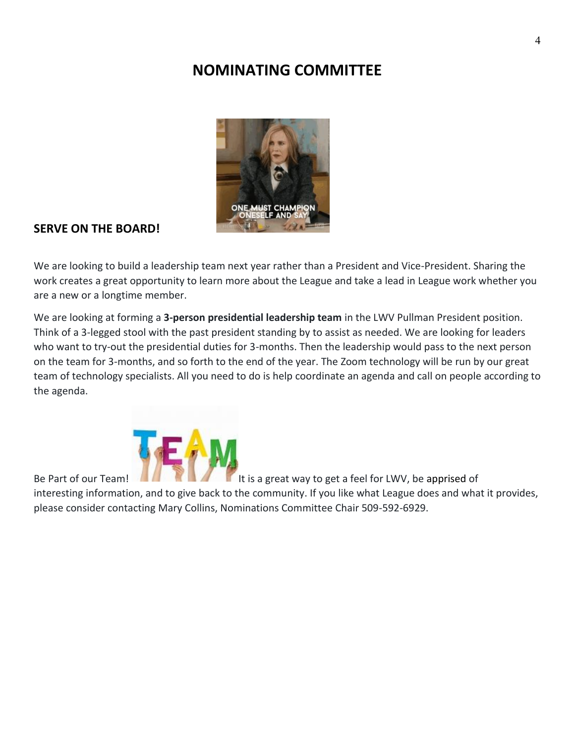# NOMINATING COMMITTEE

**SERVE ON THE BOARD!**

We are looking to build a leadership team next year rather than a President and Vice-President. Sharing the work creates a great opportunity to learn more about the League and take a lead in League work whether you are a new or a longtime member.

We are looking at forming a **3-person presidential leadership team** in the LWV Pullman President position. Think of a 3-legged stool with the past president standing by to assist as needed. We are looking for leaders who want to try-out the presidential duties for 3-months. Then the leadership would pass to the next person on the team for 3-months, and so forth to the end of the year. The Zoom technology will be run by our great team of technology specialists. All you need to do is help coordinate an agenda and call on people according to the agenda.

Be Part of our Team! It is a great way to get a feel for LWV, be apprised of interesting information, and to give back to the community. If you like what League does and what it provides, please consider contacting Mary Collins, Nominations Committee Chair 509-592-6929.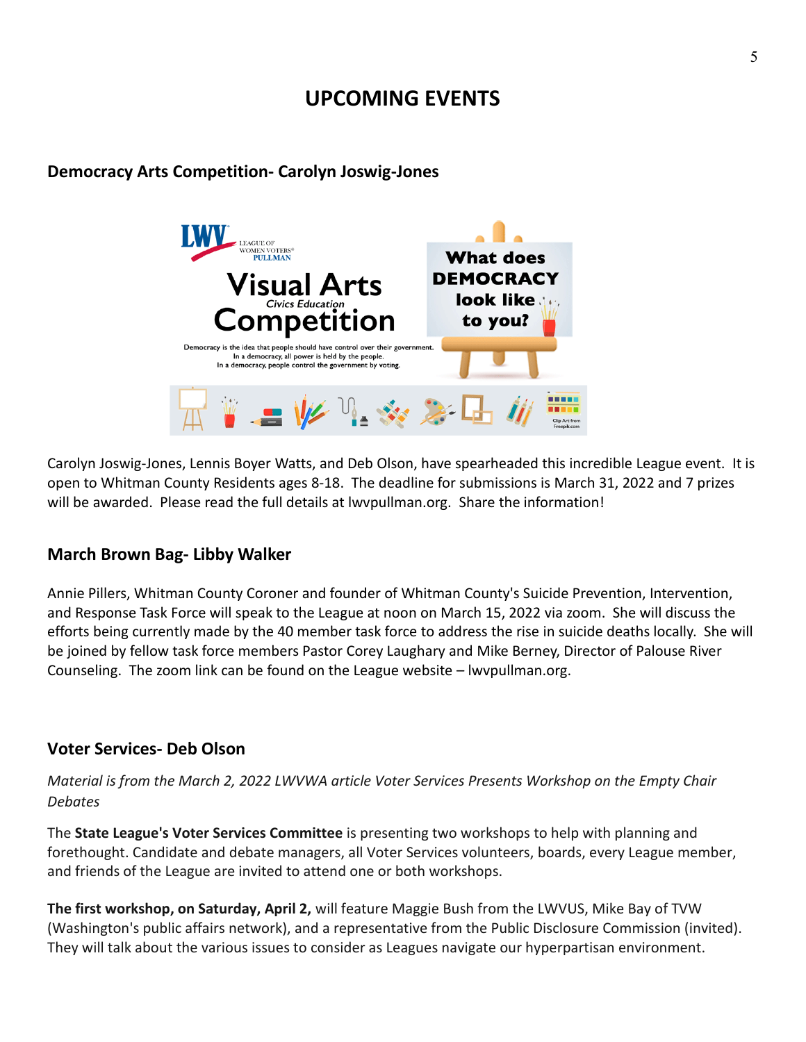# UPCOMING EVENTS

### Democracy Arts Competition- Carolyn Joswig-Jones

Carolyn Joswig-Jones, Lennis Boyer Watts, and Deb Olson, have spearheaded this incredible League event. It is open to Whitman County Residents ages 8-18. The deadline for submissions is March 31, 2022 and 7 prizes will be awarded. Please read the full details at lwvpullman.org. Share the information!

### March Brown Bag- Libby Walker

Annie Pillers, Whitman County Coroner and founder of Whitman County's Suicide Prevention, Intervention, and Response Task Force will speak to the League at noon on March 15, 2022 via zoom. She will discuss the efforts being currently made by the 40 member task force to address the rise in suicide deaths locally. She will be joined by fellow task force members Pastor Corey Laughary and Mike Berney, Director of Palouse River Counseling. The zoom link can be found on the League website – lwvpullman.org.

### Voter Services- Deb Olson

*Material is from the March 2, 2022 LWVWA article Voter Services Presents Workshop on the Empty Chair Debates*

The **State League's Voter Services Committee** is presenting two workshops to help with planning and forethought. Candidate and debate managers, all Voter Services volunteers, boards, every League member, and friends of the League are invited to attend one or both workshops.

**The first workshop, on Saturday, April 2,** will feature Maggie Bush from the LWVUS, Mike Bay of TVW (Washington's public affairs network), and a representative from the Public Disclosure Commission (invited). They will talk about the various issues to consider as Leagues navigate our hyperpartisan environment.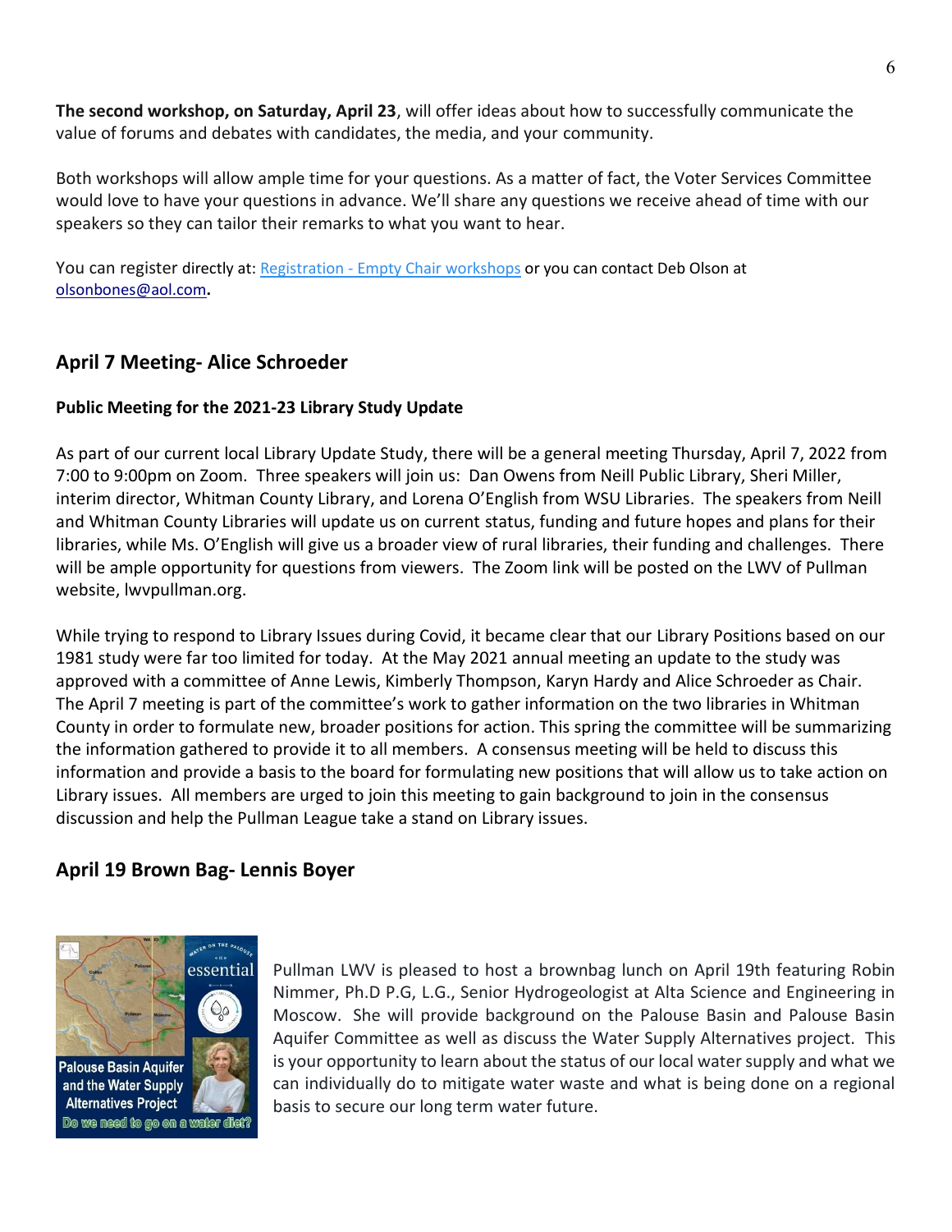**The second workshop, on Saturday, April 23**, will offer ideas about how to successfully communicate the value of forums and debates with candidates, the media, and your community.

Both workshops will allow ample time for your questions. As a matter of fact, the Voter Services Committee would love to have your questions in advance. We'll share any questions we receive ahead of time with our speakers so they can tailor their remarks to what you want to hear.

You can register directly at: Registration - Empty Chair workshops or you can contact Deb Olson at olsonbones@aol.com.

## April 7 Meeting- Alice Schroeder

### Public Meeting for the 2021-23 Library Study Update

As part of our current local Library Update Study, there will be a general meeting Thursday, April 7, 2022 from 7:00 to 9:00pm on Zoom. Three speakers will join us: Dan Owens from Neill Public Library, Sheri Miller, interim director, Whitman County Library, and Lorena O'English from WSU Libraries. The speakers from Neill and Whitman County Libraries will update us on current status, funding and future hopes and plans for their libraries, while Ms. O'English will give us a broader view of rural libraries, their funding and challenges. There will be ample opportunity for questions from viewers. The Zoom link will be posted on the LWV of Pullman website, lwvpullman.org.

While trying to respond to Library Issues during Covid, it became clear that our Library Positions based on our 1981 study were far too limited for today. At the May 2021 annual meeting an update to the study was approved with a committee of Anne Lewis, Kimberly Thompson, Karyn Hardy and Alice Schroeder as Chair. The April 7 meeting is part of the committee's work to gather information on the two libraries in Whitman County in order to formulate new, broader positions for action. This spring the committee will be summarizing the information gathered to provide it to all members. A consensus meeting will be held to discuss this information and provide a basis to the board for formulating new positions that will allow us to take action on Library issues. All members are urged to join this meeting to gain background to join in the consensus discussion and help the Pullman League take a stand on Library issues.

## April 19 Brown Bag- Lennis Boyer

Pullman LWV is pleased to host a brownbag lunch on April 19th featuring Robin Nimmer, Ph.D P.G, L.G., Senior Hydrogeologist at Alta Science and Engineering in Moscow. She will provide background on the Palouse Basin and Palouse Basin Aquifer Committee as well as discuss the Water Supply Alternatives project. This is your opportunity to learn about the status of our local water supply and what we can individually do to mitigate water waste and what is being done on a regional basis to secure our long term water future.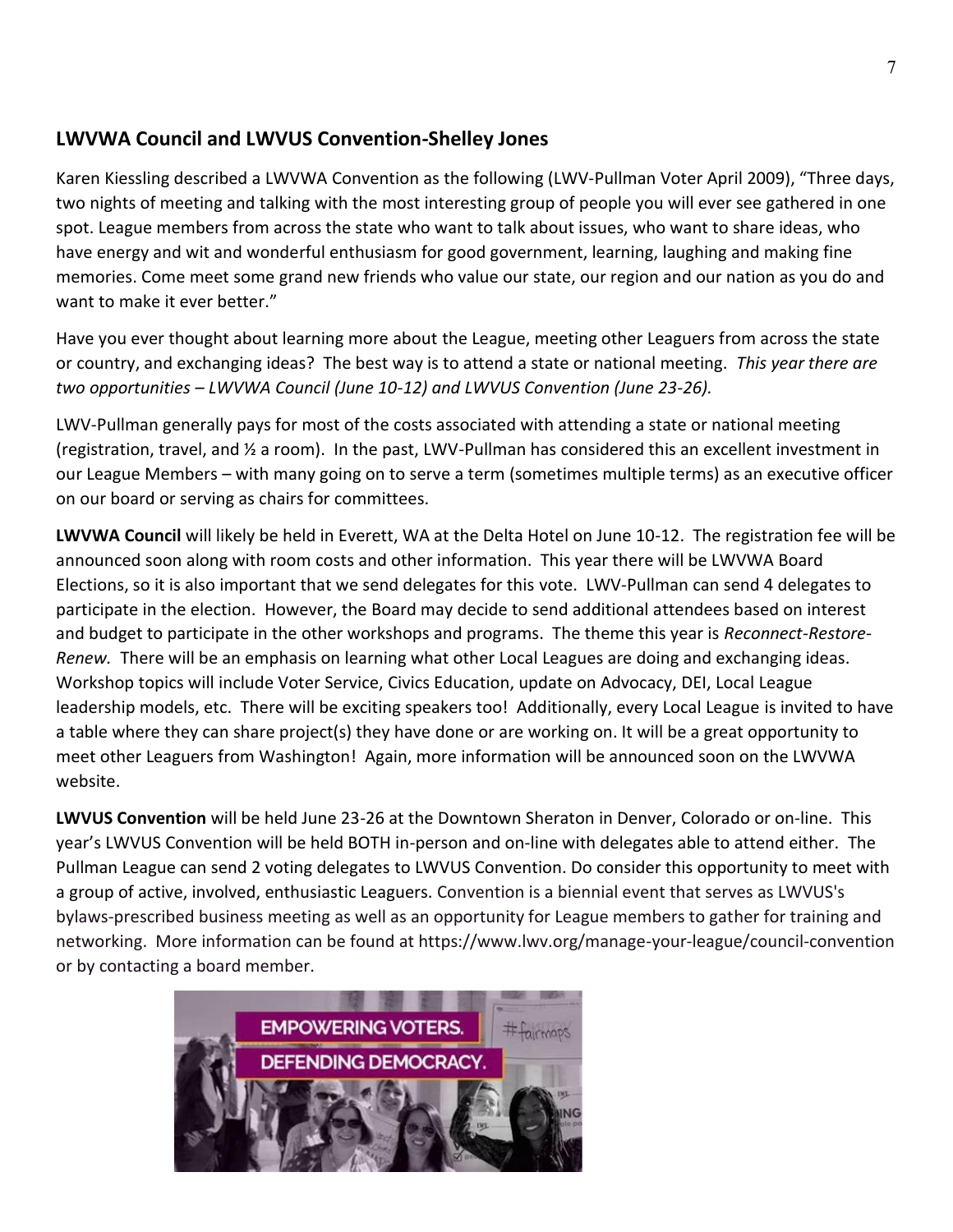## LWVWA Council and LWVUS Convention-Shelley Jones

Karen Kiessling described a LWVWA Convention as the following (LWV-Pullman Voter April 2009), "Three days, two nights of meeting and talking with the most interesting group of people you will ever see gathered in one spot. League members from across the state who want to talk about issues, who want to share ideas, who have energy and wit and wonderful enthusiasm for good government, learning, laughing and making fine memories. Come meet some grand new friends who value our state, our region and our nation as you do and want to make it ever better."

Have you ever thought about learning more about the League, meeting other Leaguers from across the state or country, and exchanging ideas? The best way is to attend a state or national meeting. *This year there are two opportunities – LWVWA Council (June 10-12) and LWVUS Convention (June 23-26).*

LWV-Pullman generally pays for most of the costs associated with attending a state or national meeting (registration, travel, and ½ a room). In the past, LWV-Pullman has considered this an excellent investment in our League Members – with many going on to serve a term (sometimes multiple terms) as an executive officer on our board or serving as chairs for committees.

**LWVWA Council** will likely be held in Everett, WA at the Delta Hotel on June 10-12. The registration fee will be announced soon along with room costs and other information. This year there will be LWVWA Board Elections, so it is also important that we send delegates for this vote. LWV-Pullman can send 4 delegates to participate in the election. However, the Board may decide to send additional attendees based on interest and budget to participate in the other workshops and programs. The theme this year is *Reconnect-Restore-Renew.* There will be an emphasis on learning what other Local Leagues are doing and exchanging ideas. Workshop topics will include Voter Service, Civics Education, update on Advocacy, DEI, Local League leadership models, etc. There will be exciting speakers too! Additionally, every Local League is invited to have a table where they can share project(s) they have done or are working on. It will be a great opportunity to meet other Leaguers from Washington! Again, more information will be announced soon on the LWVWA website.

**LWVUS Convention** will be held June 23-26 at the Downtown Sheraton in Denver, Colorado or on-line. This year's LWVUS Convention will be held BOTH in-person and on-line with delegates able to attend either. The Pullman League can send 2 voting delegates to LWVUS Convention. Do consider this opportunity to meet with a group of active, involved, enthusiastic Leaguers. Convention is a biennial event that serves as LWVUS's bylaws-prescribed business meeting as well as an opportunity for League members to gather for training and networking. More information can be found at https://www.lwv.org/manage-your-league/council-convention or by contacting a board member.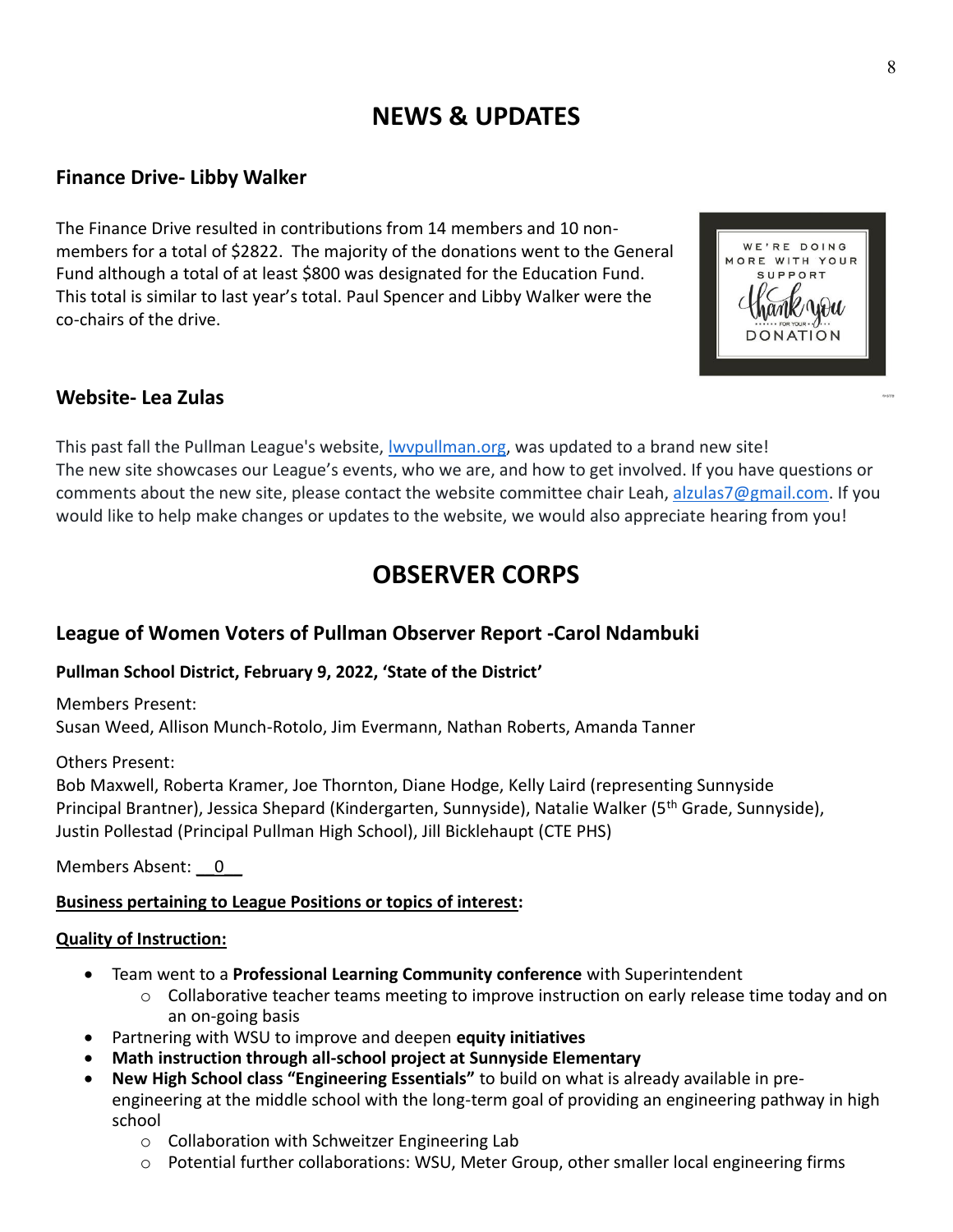# NEWS & UPDATES

## Finance Drive- Libby Walker

The Finance Drive resulted in contributions from 14 members and 10 non-members for a total of $2822. The majority of the donations went to the General Fund although a total of at least $800 was designated for the Education Fund. This total is similar to last year's total. Paul Spencer and Libby Walker were the co-chairs of the drive.

## Website- Lea Zulas

This past fall the Pullman League's website, [lwvpullman.org](lwvpullman.org), was updated to a brand new site! The new site showcases our League's events, who we are, and how to get involved. If you have questions or comments about the new site, please contact the website committee chair Leah, [alzulas7@gmail.com](mailto:alzulas7@gmail.com). If you would like to help make changes or updates to the website, we would also appreciate hearing from you!

# OBSERVER CORPS

## League of Women Voters of Pullman Observer Report -Carol Ndambuki

**Pullman School District, February 9, 2022, 'State of the District'**

Members Present:
Susan Weed, Allison Munch-Rotolo, Jim Evermann, Nathan Roberts, Amanda Tanner

Others Present:
Bob Maxwell, Roberta Kramer, Joe Thornton, Diane Hodge, Kelly Laird (representing Sunnyside Principal Brantner), Jessica Shepard (Kindergarten, Sunnyside), Natalie Walker (5th Grade, Sunnyside), Justin Pollestad (Principal Pullman High School), Jill Bicklehaupt (CTE PHS)

Members Absent: __0__

**Business pertaining to League Positions or topics of interest:**

**Quality of Instruction:**

- Team went to a **Professional Learning Community conference** with Superintendent
  - Collaborative teacher teams meeting to improve instruction on early release time today and on an on-going basis
- Partnering with WSU to improve and deepen **equity initiatives**
- **Math instruction through all-school project at Sunnyside Elementary**
- **New High School class "Engineering Essentials"** to build on what is already available in pre-engineering at the middle school with the long-term goal of providing an engineering pathway in high school
  - Collaboration with Schweitzer Engineering Lab
  - Potential further collaborations: WSU, Meter Group, other smaller local engineering firms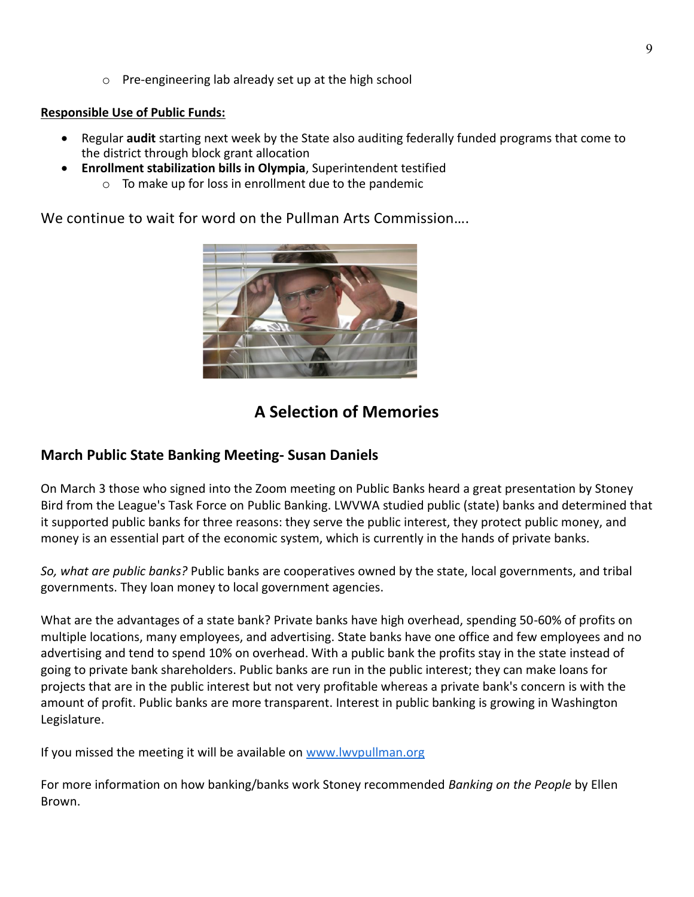- Pre-engineering lab already set up at the high school

**Responsible Use of Public Funds:**

- Regular **audit** starting next week by the State also auditing federally funded programs that come to the district through block grant allocation
- **Enrollment stabilization bills in Olympia**, Superintendent testified
  - To make up for loss in enrollment due to the pandemic

We continue to wait for word on the Pullman Arts Commission….

## A Selection of Memories

### March Public State Banking Meeting- Susan Daniels

On March 3 those who signed into the Zoom meeting on Public Banks heard a great presentation by Stoney Bird from the League's Task Force on Public Banking. LWVWA studied public (state) banks and determined that it supported public banks for three reasons: they serve the public interest, they protect public money, and money is an essential part of the economic system, which is currently in the hands of private banks.

*So, what are public banks?* Public banks are cooperatives owned by the state, local governments, and tribal governments. They loan money to local government agencies.

What are the advantages of a state bank? Private banks have high overhead, spending 50-60% of profits on multiple locations, many employees, and advertising. State banks have one office and few employees and no advertising and tend to spend 10% on overhead. With a public bank the profits stay in the state instead of going to private bank shareholders. Public banks are run in the public interest; they can make loans for projects that are in the public interest but not very profitable whereas a private bank's concern is with the amount of profit. Public banks are more transparent. Interest in public banking is growing in Washington Legislature.

If you missed the meeting it will be available on [www.lwvpullman.org](http://www.lwvpullman.org)

For more information on how banking/banks work Stoney recommended *Banking on the People* by Ellen Brown.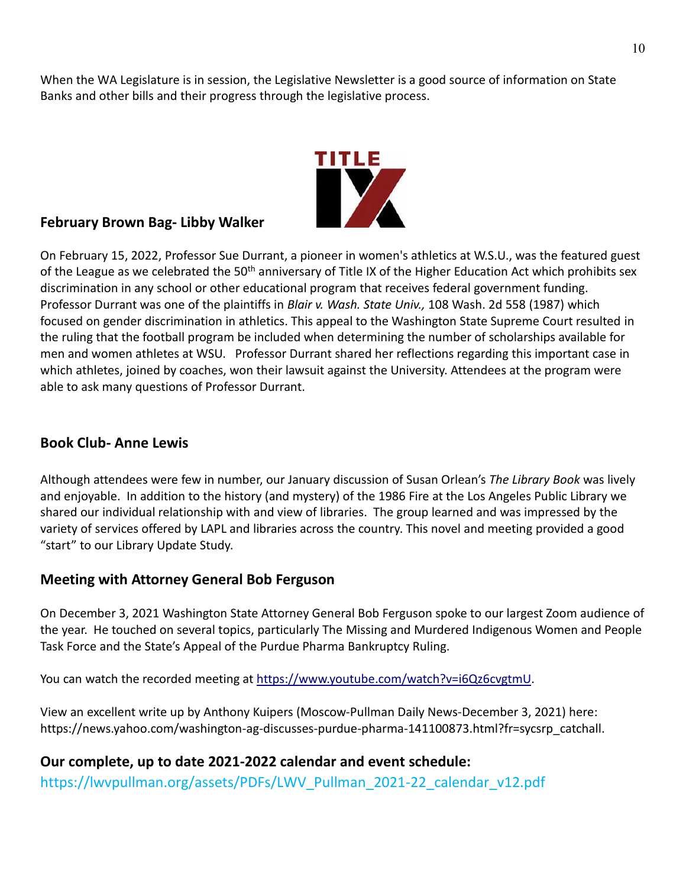When the WA Legislature is in session, the Legislative Newsletter is a good source of information on State Banks and other bills and their progress through the legislative process.

## February Brown Bag- Libby Walker

On February 15, 2022, Professor Sue Durrant, a pioneer in women's athletics at W.S.U., was the featured guest of the League as we celebrated the 50th anniversary of Title IX of the Higher Education Act which prohibits sex discrimination in any school or other educational program that receives federal government funding. Professor Durrant was one of the plaintiffs in *Blair v. Wash. State Univ.,* 108 Wash. 2d 558 (1987) which focused on gender discrimination in athletics. This appeal to the Washington State Supreme Court resulted in the ruling that the football program be included when determining the number of scholarships available for men and women athletes at WSU. Professor Durrant shared her reflections regarding this important case in which athletes, joined by coaches, won their lawsuit against the University. Attendees at the program were able to ask many questions of Professor Durrant.

## Book Club- Anne Lewis

Although attendees were few in number, our January discussion of Susan Orlean's *The Library Book* was lively and enjoyable. In addition to the history (and mystery) of the 1986 Fire at the Los Angeles Public Library we shared our individual relationship with and view of libraries. The group learned and was impressed by the variety of services offered by LAPL and libraries across the country. This novel and meeting provided a good "start" to our Library Update Study.

## Meeting with Attorney General Bob Ferguson

On December 3, 2021 Washington State Attorney General Bob Ferguson spoke to our largest Zoom audience of the year. He touched on several topics, particularly The Missing and Murdered Indigenous Women and People Task Force and the State's Appeal of the Purdue Pharma Bankruptcy Ruling.

You can watch the recorded meeting at https://www.youtube.com/watch?v=i6Qz6cvgtmU.

View an excellent write up by Anthony Kuipers (Moscow-Pullman Daily News-December 3, 2021) here: https://news.yahoo.com/washington-ag-discusses-purdue-pharma-141100873.html?fr=sycsrp_catchall.

## Our complete, up to date 2021-2022 calendar and event schedule:

https://lwvpullman.org/assets/PDFs/LWV_Pullman_2021-22_calendar_v12.pdf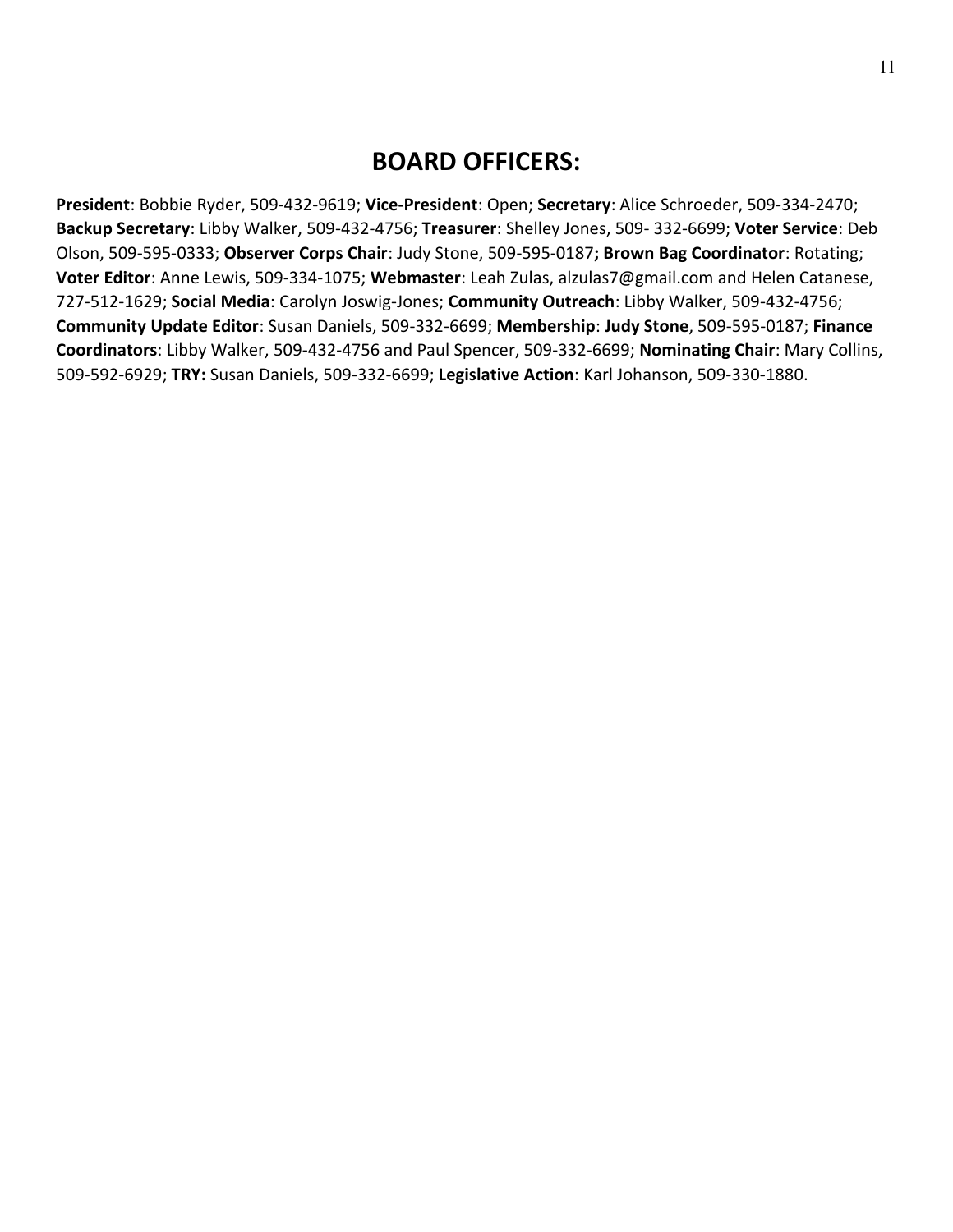## BOARD OFFICERS:

**President**: Bobbie Ryder, 509-432-9619; **Vice-President**: Open; **Secretary**: Alice Schroeder, 509-334-2470; **Backup Secretary**: Libby Walker, 509-432-4756; **Treasurer**: Shelley Jones, 509- 332-6699; **Voter Service**: Deb Olson, 509-595-0333; **Observer Corps Chair**: Judy Stone, 509-595-0187**; Brown Bag Coordinator**: Rotating; **Voter Editor**: Anne Lewis, 509-334-1075; **Webmaster**: Leah Zulas, alzulas7@gmail.com and Helen Catanese, 727-512-1629; **Social Media**: Carolyn Joswig-Jones; **Community Outreach**: Libby Walker, 509-432-4756; **Community Update Editor**: Susan Daniels, 509-332-6699; **Membership**: **Judy Stone**, 509-595-0187; **Finance Coordinators**: Libby Walker, 509-432-4756 and Paul Spencer, 509-332-6699; **Nominating Chair**: Mary Collins, 509-592-6929; **TRY:** Susan Daniels, 509-332-6699; **Legislative Action**: Karl Johanson, 509-330-1880.